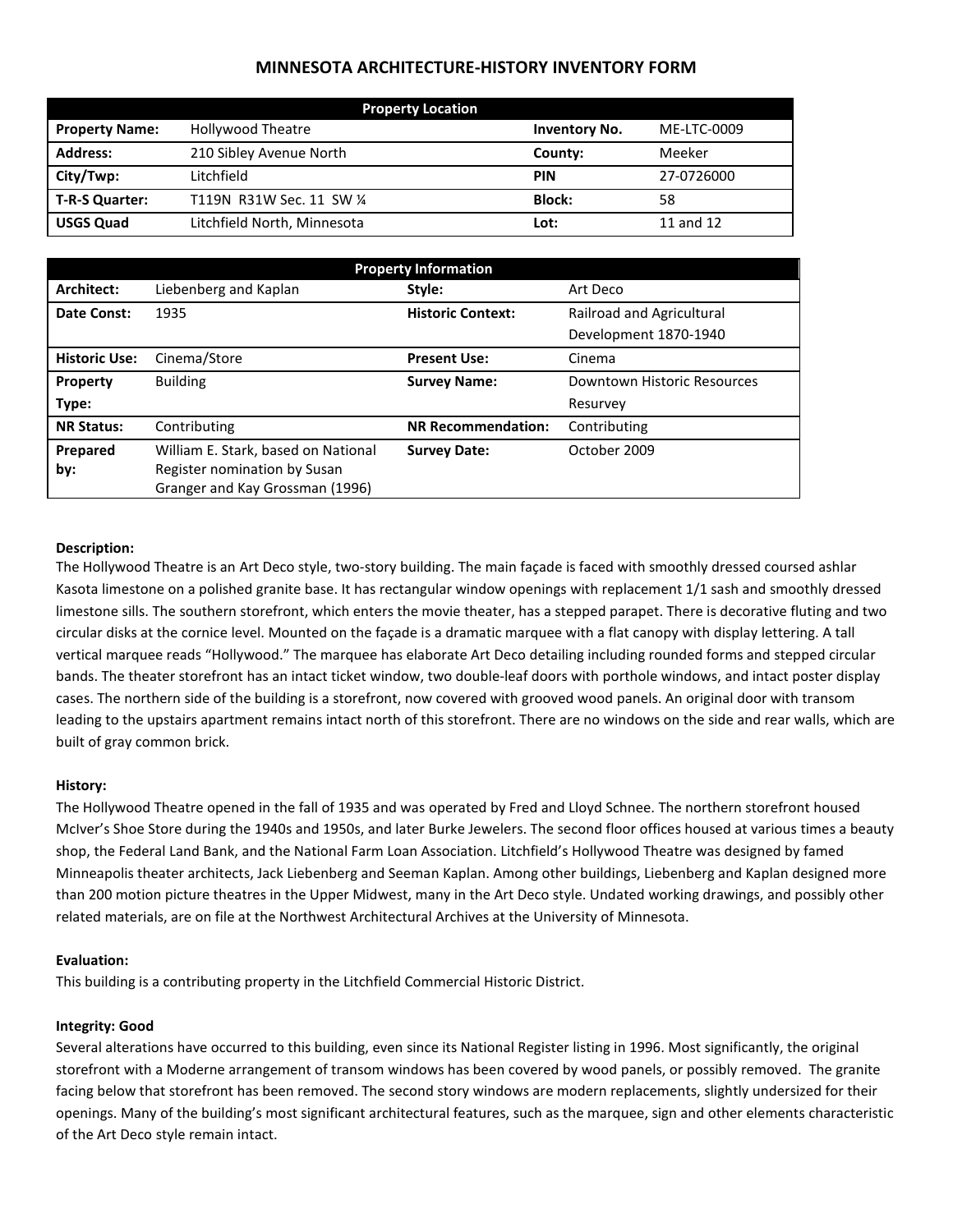# MINNESOTA ARCHITECTURE-HISTORY INVENTORY FORM

| Property Location | | | |
|---|---|---|---|
| **Property Name:** | Hollywood Theatre | **Inventory No.** | ME-LTC-0009 |
| **Address:** | 210 Sibley Avenue North | **County:** | Meeker |
| **City/Twp:** | Litchfield | **PIN** | 27-0726000 |
| **T-R-S Quarter:** | T119N R31W Sec. 11 SW ¼ | **Block:** | 58 |
| **USGS Quad** | Litchfield North, Minnesota | **Lot:** | 11 and 12 |

| Property Information | | | |
|---|---|---|---|
| **Architect:** | Liebenberg and Kaplan | **Style:** | Art Deco |
| **Date Const:** | 1935 | **Historic Context:** | Railroad and Agricultural Development 1870-1940 |
| **Historic Use:** | Cinema/Store | **Present Use:** | Cinema |
| **Property Type:** | Building | **Survey Name:** | Downtown Historic Resources Resurvey |
| **NR Status:** | Contributing | **NR Recommendation:** | Contributing |
| **Prepared by:** | William E. Stark, based on National Register nomination by Susan Granger and Kay Grossman (1996) | **Survey Date:** | October 2009 |

**Description:**

The Hollywood Theatre is an Art Deco style, two-story building. The main façade is faced with smoothly dressed coursed ashlar Kasota limestone on a polished granite base. It has rectangular window openings with replacement 1/1 sash and smoothly dressed limestone sills. The southern storefront, which enters the movie theater, has a stepped parapet. There is decorative fluting and two circular disks at the cornice level. Mounted on the façade is a dramatic marquee with a flat canopy with display lettering. A tall vertical marquee reads "Hollywood." The marquee has elaborate Art Deco detailing including rounded forms and stepped circular bands. The theater storefront has an intact ticket window, two double-leaf doors with porthole windows, and intact poster display cases. The northern side of the building is a storefront, now covered with grooved wood panels. An original door with transom leading to the upstairs apartment remains intact north of this storefront. There are no windows on the side and rear walls, which are built of gray common brick.

**History:**

The Hollywood Theatre opened in the fall of 1935 and was operated by Fred and Lloyd Schnee. The northern storefront housed McIver's Shoe Store during the 1940s and 1950s, and later Burke Jewelers. The second floor offices housed at various times a beauty shop, the Federal Land Bank, and the National Farm Loan Association. Litchfield's Hollywood Theatre was designed by famed Minneapolis theater architects, Jack Liebenberg and Seeman Kaplan. Among other buildings, Liebenberg and Kaplan designed more than 200 motion picture theatres in the Upper Midwest, many in the Art Deco style. Undated working drawings, and possibly other related materials, are on file at the Northwest Architectural Archives at the University of Minnesota.

**Evaluation:**

This building is a contributing property in the Litchfield Commercial Historic District.

**Integrity: Good**

Several alterations have occurred to this building, even since its National Register listing in 1996. Most significantly, the original storefront with a Moderne arrangement of transom windows has been covered by wood panels, or possibly removed. The granite facing below that storefront has been removed. The second story windows are modern replacements, slightly undersized for their openings. Many of the building's most significant architectural features, such as the marquee, sign and other elements characteristic of the Art Deco style remain intact.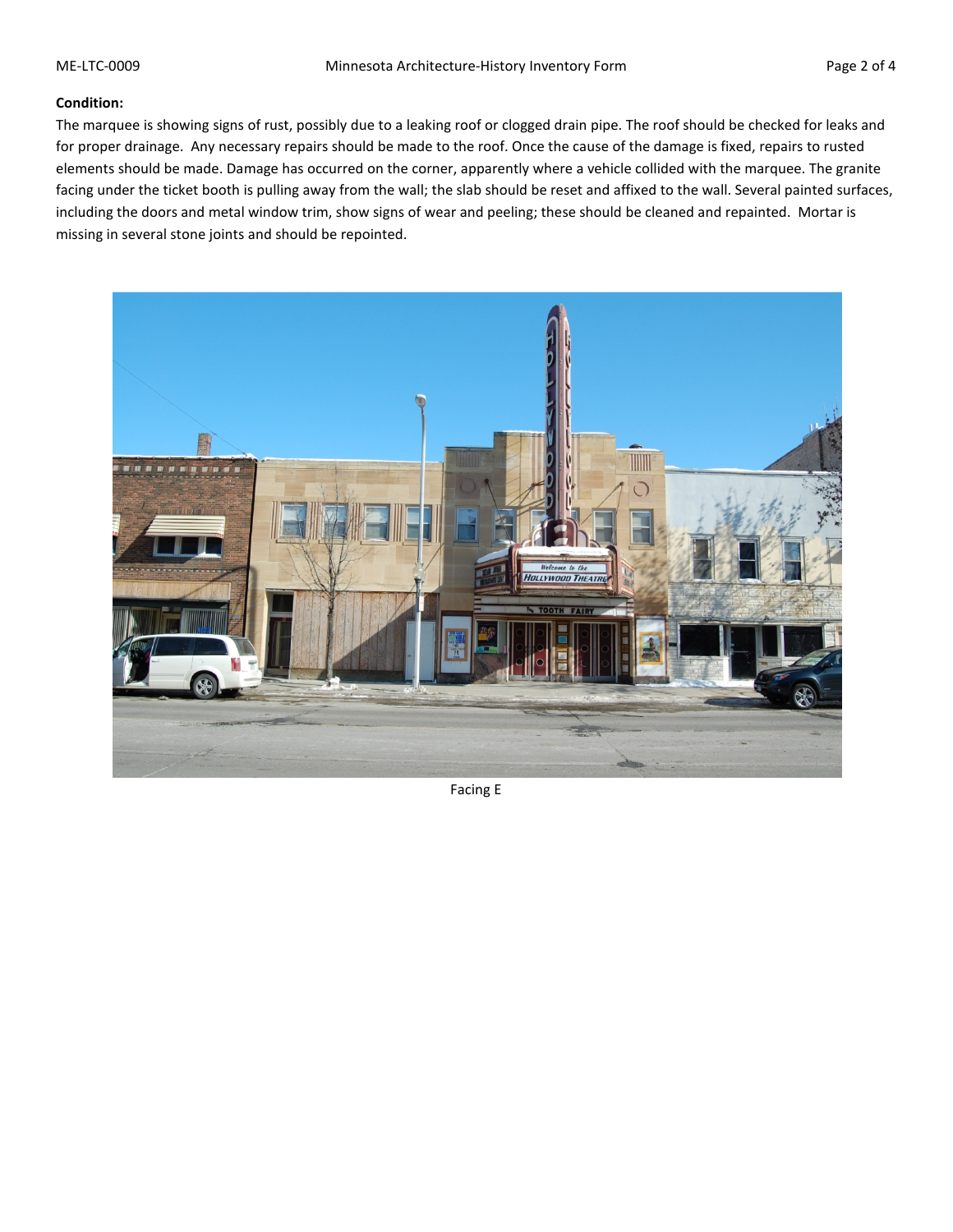**Condition:**

The marquee is showing signs of rust, possibly due to a leaking roof or clogged drain pipe. The roof should be checked for leaks and for proper drainage. Any necessary repairs should be made to the roof. Once the cause of the damage is fixed, repairs to rusted elements should be made. Damage has occurred on the corner, apparently where a vehicle collided with the marquee. The granite facing under the ticket booth is pulling away from the wall; the slab should be reset and affixed to the wall. Several painted surfaces, including the doors and metal window trim, show signs of wear and peeling; these should be cleaned and repainted. Mortar is missing in several stone joints and should be repointed.

Facing E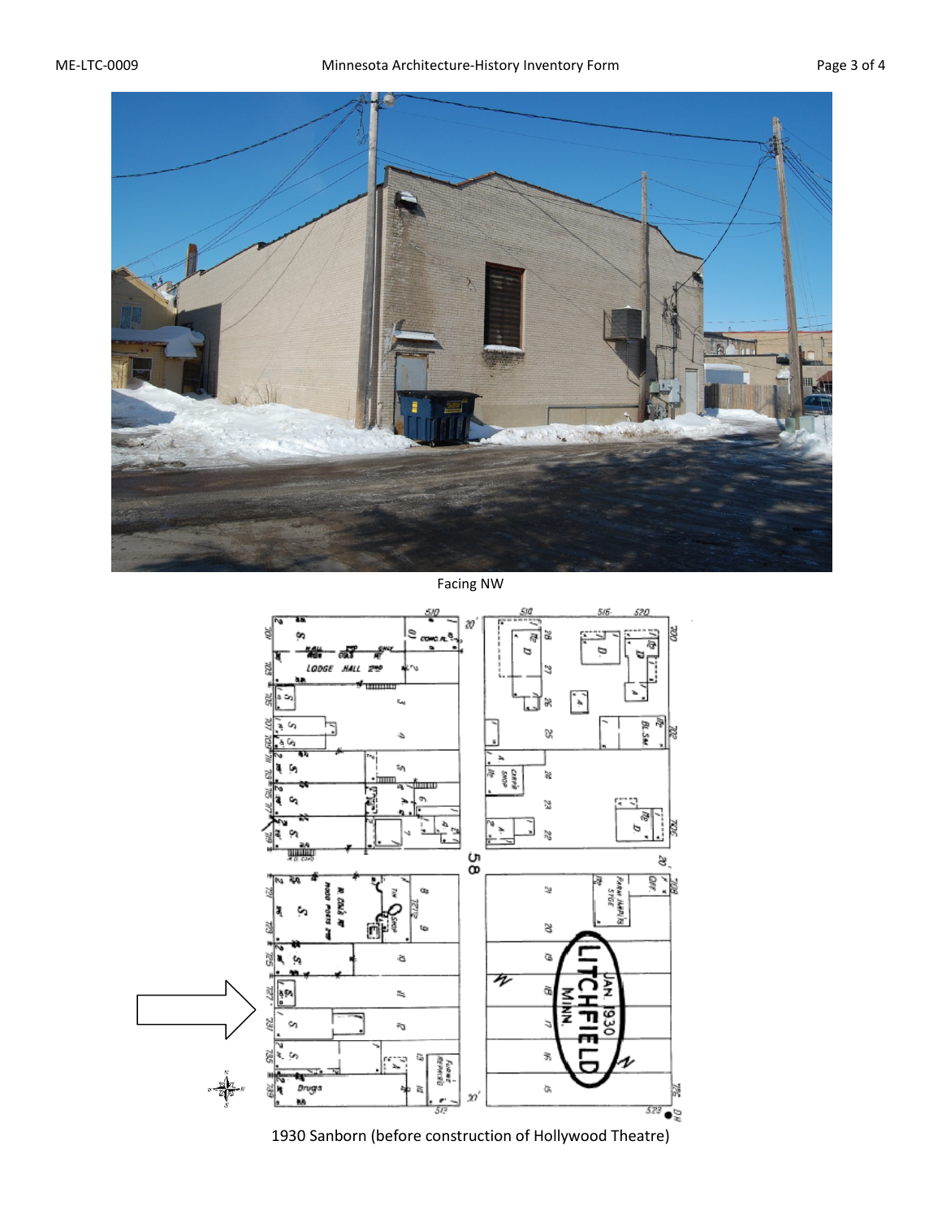Facing NW

1930 Sanborn (before construction of Hollywood Theatre)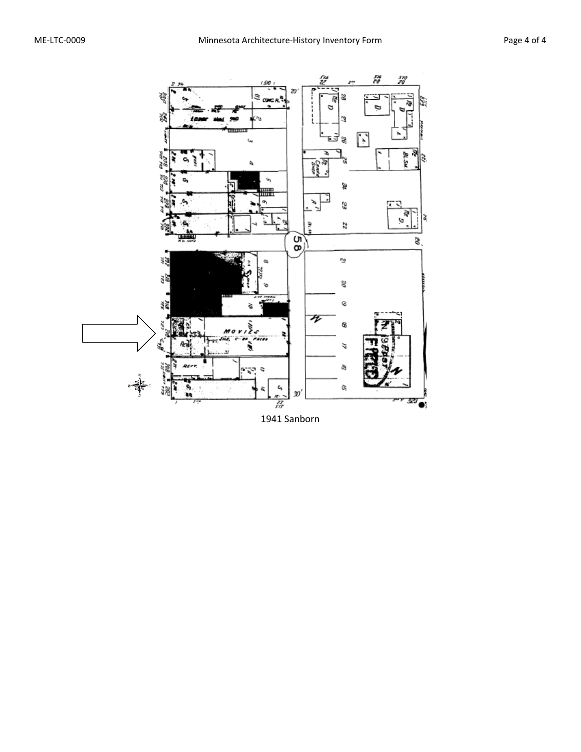1941 Sanborn